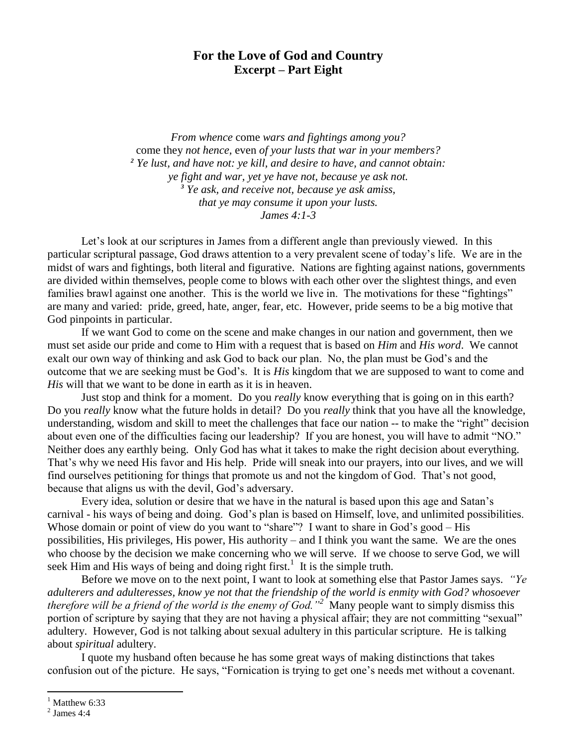## For the Love of God and Country
### Excerpt – Part Eight

*From whence* come *wars and fightings among you?*
come they *not hence,* even *of your lusts that war in your members?*
*² Ye lust, and have not: ye kill, and desire to have, and cannot obtain:*
*ye fight and war, yet ye have not, because ye ask not.*
*³ Ye ask, and receive not, because ye ask amiss,*
*that ye may consume it upon your lusts.*
*James 4:1-3*

Let's look at our scriptures in James from a different angle than previously viewed. In this particular scriptural passage, God draws attention to a very prevalent scene of today's life. We are in the midst of wars and fightings, both literal and figurative. Nations are fighting against nations, governments are divided within themselves, people come to blows with each other over the slightest things, and even families brawl against one another. This is the world we live in. The motivations for these "fightings" are many and varied: pride, greed, hate, anger, fear, etc. However, pride seems to be a big motive that God pinpoints in particular.

If we want God to come on the scene and make changes in our nation and government, then we must set aside our pride and come to Him with a request that is based on ***Him*** and ***His word***. We cannot exalt our own way of thinking and ask God to back our plan. No, the plan must be God's and the outcome that we are seeking must be God's. It is ***His*** kingdom that we are supposed to want to come and ***His*** will that we want to be done in earth as it is in heaven.

Just stop and think for a moment. Do you *really* know everything that is going on in this earth? Do you *really* know what the future holds in detail? Do you *really* think that you have all the knowledge, understanding, wisdom and skill to meet the challenges that face our nation -- to make the "right" decision about even one of the difficulties facing our leadership? If you are honest, you will have to admit "NO." Neither does any earthly being. Only God has what it takes to make the right decision about everything. That's why we need His favor and His help. Pride will sneak into our prayers, into our lives, and we will find ourselves petitioning for things that promote us and not the kingdom of God. That's not good, because that aligns us with the devil, God's adversary.

Every idea, solution or desire that we have in the natural is based upon this age and Satan's carnival - his ways of being and doing. God's plan is based on Himself, love, and unlimited possibilities. Whose domain or point of view do you want to "share"? I want to share in God's good – His possibilities, His privileges, His power, His authority – and I think you want the same. We are the ones who choose by the decision we make concerning who we will serve. If we choose to serve God, we will seek Him and His ways of being and doing right first.[1] It is the simple truth.

Before we move on to the next point, I want to look at something else that Pastor James says. *"Ye adulterers and adulteresses, know ye not that the friendship of the world is enmity with God? whosoever therefore will be a friend of the world is the enemy of God."*[2] Many people want to simply dismiss this portion of scripture by saying that they are not having a physical affair; they are not committing "sexual" adultery. However, God is not talking about sexual adultery in this particular scripture. He is talking about *spiritual* adultery.

I quote my husband often because he has some great ways of making distinctions that takes confusion out of the picture. He says, "Fornication is trying to get one's needs met without a covenant.

---

[1] Matthew 6:33
[2] James 4:4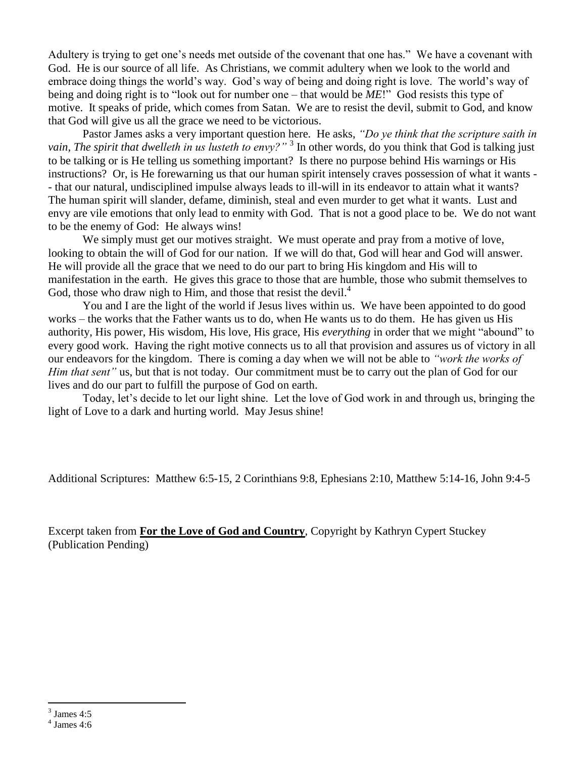Adultery is trying to get one's needs met outside of the covenant that one has." We have a covenant with God. He is our source of all life. As Christians, we commit adultery when we look to the world and embrace doing things the world's way. God's way of being and doing right is love. The world's way of being and doing right is to "look out for number one – that would be *ME*!" God resists this type of motive. It speaks of pride, which comes from Satan. We are to resist the devil, submit to God, and know that God will give us all the grace we need to be victorious.

Pastor James asks a very important question here. He asks, *"Do ye think that the scripture saith in vain, The spirit that dwelleth in us lusteth to envy?"* [3] In other words, do you think that God is talking just to be talking or is He telling us something important? Is there no purpose behind His warnings or His instructions? Or, is He forewarning us that our human spirit intensely craves possession of what it wants -- that our natural, undisciplined impulse always leads to ill-will in its endeavor to attain what it wants? The human spirit will slander, defame, diminish, steal and even murder to get what it wants. Lust and envy are vile emotions that only lead to enmity with God. That is not a good place to be. We do not want to be the enemy of God: He always wins!

We simply must get our motives straight. We must operate and pray from a motive of love, looking to obtain the will of God for our nation. If we will do that, God will hear and God will answer. He will provide all the grace that we need to do our part to bring His kingdom and His will to manifestation in the earth. He gives this grace to those that are humble, those who submit themselves to God, those who draw nigh to Him, and those that resist the devil.[4]

You and I are the light of the world if Jesus lives within us. We have been appointed to do good works – the works that the Father wants us to do, when He wants us to do them. He has given us His authority, His power, His wisdom, His love, His grace, His *everything* in order that we might "abound" to every good work. Having the right motive connects us to all that provision and assures us of victory in all our endeavors for the kingdom. There is coming a day when we will not be able to *"work the works of Him that sent"* us, but that is not today. Our commitment must be to carry out the plan of God for our lives and do our part to fulfill the purpose of God on earth.

Today, let's decide to let our light shine. Let the love of God work in and through us, bringing the light of Love to a dark and hurting world. May Jesus shine!

Additional Scriptures: Matthew 6:5-15, 2 Corinthians 9:8, Ephesians 2:10, Matthew 5:14-16, John 9:4-5

Excerpt taken from **For the Love of God and Country**, Copyright by Kathryn Cypert Stuckey (Publication Pending)

---

[3] James 4:5

[4] James 4:6